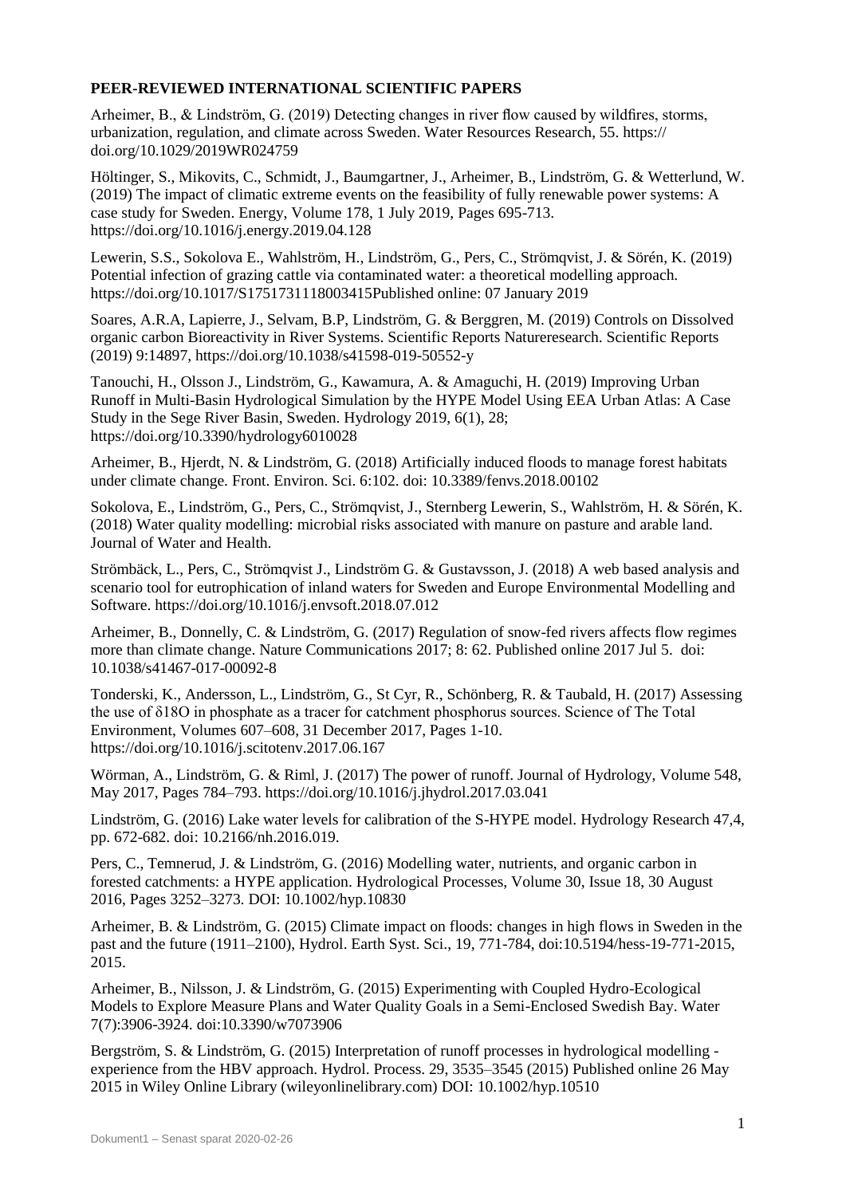**PEER-REVIEWED INTERNATIONAL SCIENTIFIC PAPERS**

Arheimer, B., & Lindström, G. (2019) Detecting changes in river flow caused by wildfires, storms, urbanization, regulation, and climate across Sweden. Water Resources Research, 55. https:// doi.org/10.1029/2019WR024759

Höltinger, S., Mikovits, C., Schmidt, J., Baumgartner, J., Arheimer, B., Lindström, G. & Wetterlund, W. (2019) The impact of climatic extreme events on the feasibility of fully renewable power systems: A case study for Sweden. Energy, Volume 178, 1 July 2019, Pages 695-713. https://doi.org/10.1016/j.energy.2019.04.128

Lewerin, S.S., Sokolova E., Wahlström, H., Lindström, G., Pers, C., Strömqvist, J. & Sörén, K. (2019) Potential infection of grazing cattle via contaminated water: a theoretical modelling approach. https://doi.org/10.1017/S1751731118003415Published online: 07 January 2019

Soares, A.R.A, Lapierre, J., Selvam, B.P, Lindström, G. & Berggren, M. (2019) Controls on Dissolved organic carbon Bioreactivity in River Systems. Scientific Reports Natureresearch. Scientific Reports (2019) 9:14897, https://doi.org/10.1038/s41598-019-50552-y

Tanouchi, H., Olsson J., Lindström, G., Kawamura, A. & Amaguchi, H. (2019) Improving Urban Runoff in Multi-Basin Hydrological Simulation by the HYPE Model Using EEA Urban Atlas: A Case Study in the Sege River Basin, Sweden. Hydrology 2019, 6(1), 28; https://doi.org/10.3390/hydrology6010028

Arheimer, B., Hjerdt, N. & Lindström, G. (2018) Artificially induced floods to manage forest habitats under climate change. Front. Environ. Sci. 6:102. doi: 10.3389/fenvs.2018.00102

Sokolova, E., Lindström, G., Pers, C., Strömqvist, J., Sternberg Lewerin, S., Wahlström, H. & Sörén, K. (2018) Water quality modelling: microbial risks associated with manure on pasture and arable land. Journal of Water and Health.

Strömbäck, L., Pers, C., Strömqvist J., Lindström G. & Gustavsson, J. (2018) A web based analysis and scenario tool for eutrophication of inland waters for Sweden and Europe Environmental Modelling and Software. https://doi.org/10.1016/j.envsoft.2018.07.012

Arheimer, B., Donnelly, C. & Lindström, G. (2017) Regulation of snow-fed rivers affects flow regimes more than climate change. Nature Communications 2017; 8: 62. Published online 2017 Jul 5. doi: 10.1038/s41467-017-00092-8

Tonderski, K., Andersson, L., Lindström, G., St Cyr, R., Schönberg, R. & Taubald, H. (2017) Assessing the use of δ18O in phosphate as a tracer for catchment phosphorus sources. Science of The Total Environment, Volumes 607–608, 31 December 2017, Pages 1-10. https://doi.org/10.1016/j.scitotenv.2017.06.167

Wörman, A., Lindström, G. & Riml, J. (2017) The power of runoff. Journal of Hydrology, Volume 548, May 2017, Pages 784–793. https://doi.org/10.1016/j.jhydrol.2017.03.041

Lindström, G. (2016) Lake water levels for calibration of the S-HYPE model. Hydrology Research 47,4, pp. 672-682. doi: 10.2166/nh.2016.019.

Pers, C., Temnerud, J. & Lindström, G. (2016) Modelling water, nutrients, and organic carbon in forested catchments: a HYPE application. Hydrological Processes, Volume 30, Issue 18, 30 August 2016, Pages 3252–3273. DOI: 10.1002/hyp.10830

Arheimer, B. & Lindström, G. (2015) Climate impact on floods: changes in high flows in Sweden in the past and the future (1911–2100), Hydrol. Earth Syst. Sci., 19, 771-784, doi:10.5194/hess-19-771-2015, 2015.

Arheimer, B., Nilsson, J. & Lindström, G. (2015) Experimenting with Coupled Hydro-Ecological Models to Explore Measure Plans and Water Quality Goals in a Semi-Enclosed Swedish Bay. Water 7(7):3906-3924. doi:10.3390/w7073906

Bergström, S. & Lindström, G. (2015) Interpretation of runoff processes in hydrological modelling - experience from the HBV approach. Hydrol. Process. 29, 3535–3545 (2015) Published online 26 May 2015 in Wiley Online Library (wileyonlinelibrary.com) DOI: 10.1002/hyp.10510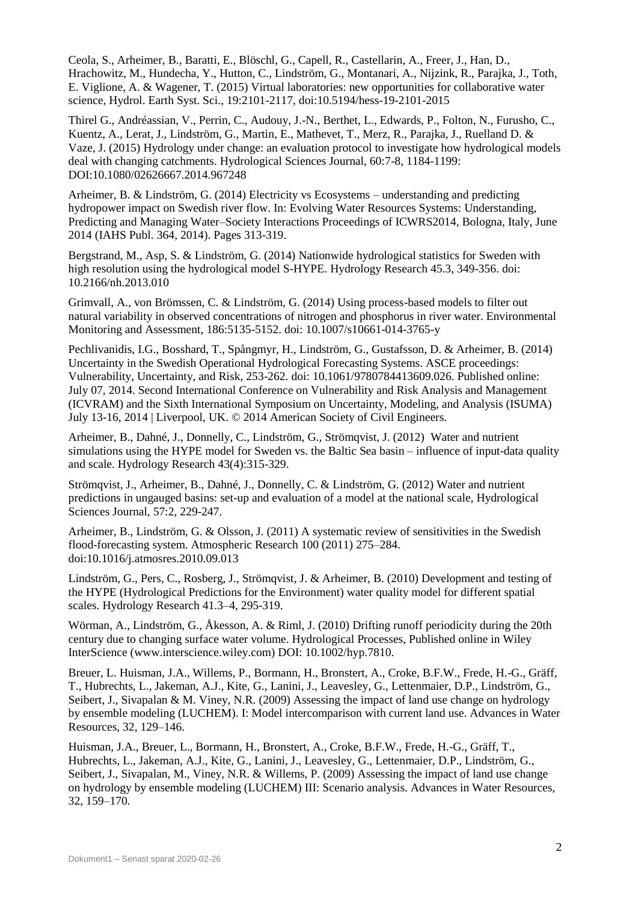Ceola, S., Arheimer, B., Baratti, E., Blöschl, G., Capell, R., Castellarin, A., Freer, J., Han, D., Hrachowitz, M., Hundecha, Y., Hutton, C., Lindström, G., Montanari, A., Nijzink, R., Parajka, J., Toth, E. Viglione, A. & Wagener, T. (2015) Virtual laboratories: new opportunities for collaborative water science, Hydrol. Earth Syst. Sci., 19:2101-2117, doi:10.5194/hess-19-2101-2015

Thirel G., Andréassian, V., Perrin, C., Audouy, J.-N., Berthet, L., Edwards, P., Folton, N., Furusho, C., Kuentz, A., Lerat, J., Lindström, G., Martin, E., Mathevet, T., Merz, R., Parajka, J., Ruelland D. & Vaze, J. (2015) Hydrology under change: an evaluation protocol to investigate how hydrological models deal with changing catchments. Hydrological Sciences Journal, 60:7-8, 1184-1199: DOI:10.1080/02626667.2014.967248

Arheimer, B. & Lindström, G. (2014) Electricity vs Ecosystems – understanding and predicting hydropower impact on Swedish river flow. In: Evolving Water Resources Systems: Understanding, Predicting and Managing Water–Society Interactions Proceedings of ICWRS2014, Bologna, Italy, June 2014 (IAHS Publ. 364, 2014). Pages 313-319.

Bergstrand, M., Asp, S. & Lindström, G. (2014) Nationwide hydrological statistics for Sweden with high resolution using the hydrological model S-HYPE. Hydrology Research 45.3, 349-356. doi: 10.2166/nh.2013.010

Grimvall, A., von Brömssen, C. & Lindström, G. (2014) Using process-based models to filter out natural variability in observed concentrations of nitrogen and phosphorus in river water. Environmental Monitoring and Assessment, 186:5135-5152. doi: 10.1007/s10661-014-3765-y

Pechlivanidis, I.G., Bosshard, T., Spångmyr, H., Lindström, G., Gustafsson, D. & Arheimer, B. (2014) Uncertainty in the Swedish Operational Hydrological Forecasting Systems. ASCE proceedings: Vulnerability, Uncertainty, and Risk, 253-262. doi: 10.1061/9780784413609.026. Published online: July 07, 2014. Second International Conference on Vulnerability and Risk Analysis and Management (ICVRAM) and the Sixth International Symposium on Uncertainty, Modeling, and Analysis (ISUMA) July 13-16, 2014 | Liverpool, UK. © 2014 American Society of Civil Engineers.

Arheimer, B., Dahné, J., Donnelly, C., Lindström, G., Strömqvist, J. (2012) Water and nutrient simulations using the HYPE model for Sweden vs. the Baltic Sea basin – influence of input-data quality and scale. Hydrology Research 43(4):315-329.

Strömqvist, J., Arheimer, B., Dahné, J., Donnelly, C. & Lindström, G. (2012) Water and nutrient predictions in ungauged basins: set-up and evaluation of a model at the national scale, Hydrological Sciences Journal, 57:2, 229-247.

Arheimer, B., Lindström, G. & Olsson, J. (2011) A systematic review of sensitivities in the Swedish flood-forecasting system. Atmospheric Research 100 (2011) 275–284. doi:10.1016/j.atmosres.2010.09.013

Lindström, G., Pers, C., Rosberg, J., Strömqvist, J. & Arheimer, B. (2010) Development and testing of the HYPE (Hydrological Predictions for the Environment) water quality model for different spatial scales. Hydrology Research 41.3–4, 295-319.

Wörman, A., Lindström, G., Åkesson, A. & Riml, J. (2010) Drifting runoff periodicity during the 20th century due to changing surface water volume. Hydrological Processes, Published online in Wiley InterScience (www.interscience.wiley.com) DOI: 10.1002/hyp.7810.

Breuer, L. Huisman, J.A., Willems, P., Bormann, H., Bronstert, A., Croke, B.F.W., Frede, H.-G., Gräff, T., Hubrechts, L., Jakeman, A.J., Kite, G., Lanini, J., Leavesley, G., Lettenmaier, D.P., Lindström, G., Seibert, J., Sivapalan & M. Viney, N.R. (2009) Assessing the impact of land use change on hydrology by ensemble modeling (LUCHEM). I: Model intercomparison with current land use. Advances in Water Resources, 32, 129–146.

Huisman, J.A., Breuer, L., Bormann, H., Bronstert, A., Croke, B.F.W., Frede, H.-G., Gräff, T., Hubrechts, L., Jakeman, A.J., Kite, G., Lanini, J., Leavesley, G., Lettenmaier, D.P., Lindström, G., Seibert, J., Sivapalan, M., Viney, N.R. & Willems, P. (2009) Assessing the impact of land use change on hydrology by ensemble modeling (LUCHEM) III: Scenario analysis. Advances in Water Resources, 32, 159–170.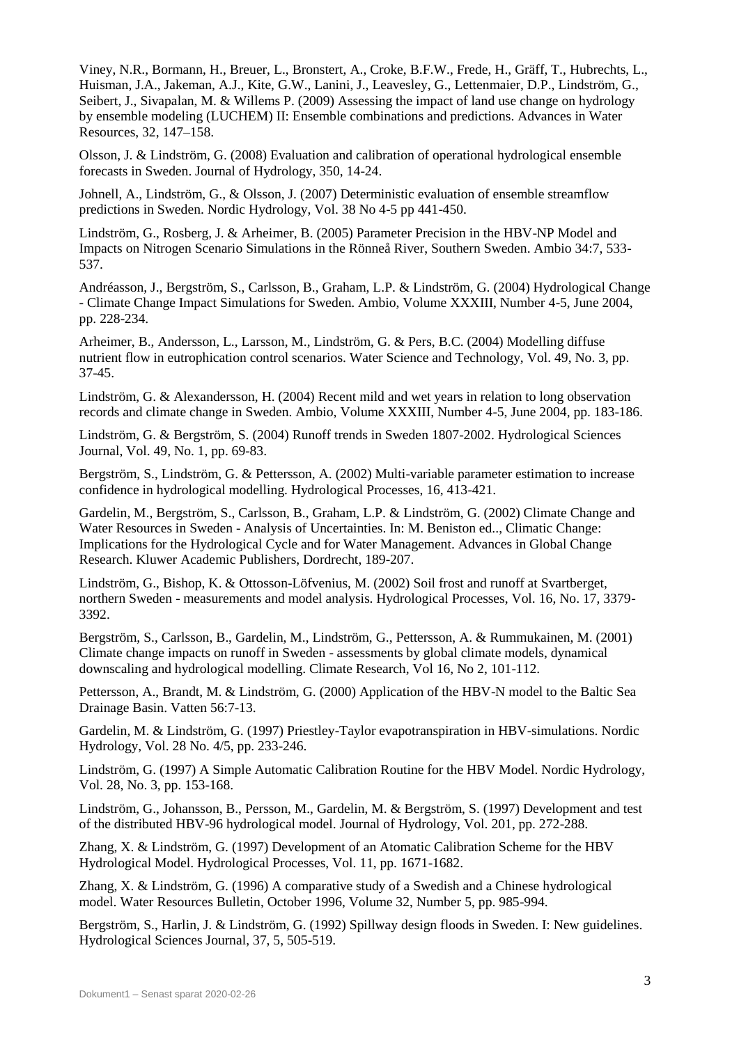Viney, N.R., Bormann, H., Breuer, L., Bronstert, A., Croke, B.F.W., Frede, H., Gräff, T., Hubrechts, L., Huisman, J.A., Jakeman, A.J., Kite, G.W., Lanini, J., Leavesley, G., Lettenmaier, D.P., Lindström, G., Seibert, J., Sivapalan, M. & Willems P. (2009) Assessing the impact of land use change on hydrology by ensemble modeling (LUCHEM) II: Ensemble combinations and predictions. Advances in Water Resources, 32, 147–158.

Olsson, J. & Lindström, G. (2008) Evaluation and calibration of operational hydrological ensemble forecasts in Sweden. Journal of Hydrology, 350, 14-24.

Johnell, A., Lindström, G., & Olsson, J. (2007) Deterministic evaluation of ensemble streamflow predictions in Sweden. Nordic Hydrology, Vol. 38 No 4-5 pp 441-450.

Lindström, G., Rosberg, J. & Arheimer, B. (2005) Parameter Precision in the HBV-NP Model and Impacts on Nitrogen Scenario Simulations in the Rönneå River, Southern Sweden. Ambio 34:7, 533-537.

Andréasson, J., Bergström, S., Carlsson, B., Graham, L.P. & Lindström, G. (2004) Hydrological Change - Climate Change Impact Simulations for Sweden. Ambio, Volume XXXIII, Number 4-5, June 2004, pp. 228-234.

Arheimer, B., Andersson, L., Larsson, M., Lindström, G. & Pers, B.C. (2004) Modelling diffuse nutrient flow in eutrophication control scenarios. Water Science and Technology, Vol. 49, No. 3, pp. 37-45.

Lindström, G. & Alexandersson, H. (2004) Recent mild and wet years in relation to long observation records and climate change in Sweden. Ambio, Volume XXXIII, Number 4-5, June 2004, pp. 183-186.

Lindström, G. & Bergström, S. (2004) Runoff trends in Sweden 1807-2002. Hydrological Sciences Journal, Vol. 49, No. 1, pp. 69-83.

Bergström, S., Lindström, G. & Pettersson, A. (2002) Multi-variable parameter estimation to increase confidence in hydrological modelling. Hydrological Processes, 16, 413-421.

Gardelin, M., Bergström, S., Carlsson, B., Graham, L.P. & Lindström, G. (2002) Climate Change and Water Resources in Sweden - Analysis of Uncertainties. In: M. Beniston ed.., Climatic Change: Implications for the Hydrological Cycle and for Water Management. Advances in Global Change Research. Kluwer Academic Publishers, Dordrecht, 189-207.

Lindström, G., Bishop, K. & Ottosson-Löfvenius, M. (2002) Soil frost and runoff at Svartberget, northern Sweden - measurements and model analysis. Hydrological Processes, Vol. 16, No. 17, 3379-3392.

Bergström, S., Carlsson, B., Gardelin, M., Lindström, G., Pettersson, A. & Rummukainen, M. (2001) Climate change impacts on runoff in Sweden - assessments by global climate models, dynamical downscaling and hydrological modelling. Climate Research, Vol 16, No 2, 101-112.

Pettersson, A., Brandt, M. & Lindström, G. (2000) Application of the HBV-N model to the Baltic Sea Drainage Basin. Vatten 56:7-13.

Gardelin, M. & Lindström, G. (1997) Priestley-Taylor evapotranspiration in HBV-simulations. Nordic Hydrology, Vol. 28 No. 4/5, pp. 233-246.

Lindström, G. (1997) A Simple Automatic Calibration Routine for the HBV Model. Nordic Hydrology, Vol. 28, No. 3, pp. 153-168.

Lindström, G., Johansson, B., Persson, M., Gardelin, M. & Bergström, S. (1997) Development and test of the distributed HBV-96 hydrological model. Journal of Hydrology, Vol. 201, pp. 272-288.

Zhang, X. & Lindström, G. (1997) Development of an Atomatic Calibration Scheme for the HBV Hydrological Model. Hydrological Processes, Vol. 11, pp. 1671-1682.

Zhang, X. & Lindström, G. (1996) A comparative study of a Swedish and a Chinese hydrological model. Water Resources Bulletin, October 1996, Volume 32, Number 5, pp. 985-994.

Bergström, S., Harlin, J. & Lindström, G. (1992) Spillway design floods in Sweden. I: New guidelines. Hydrological Sciences Journal, 37, 5, 505-519.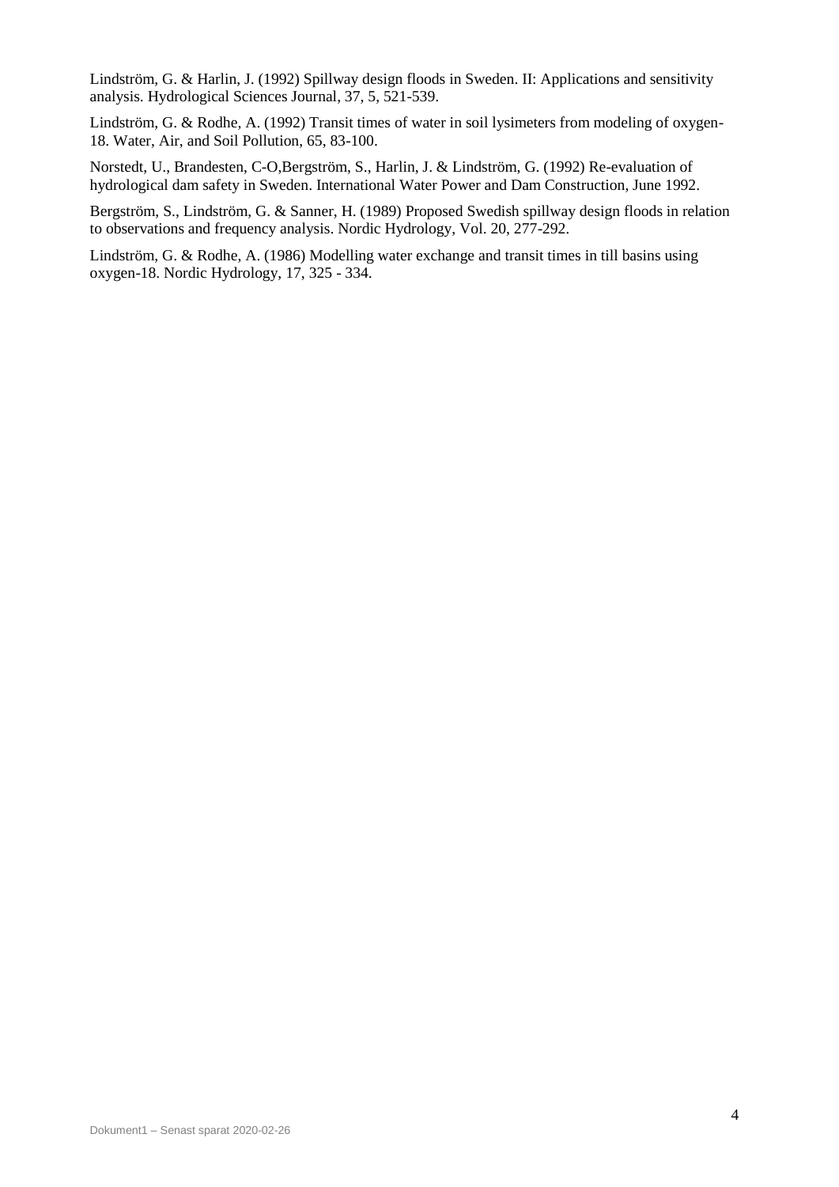Lindström, G. & Harlin, J. (1992) Spillway design floods in Sweden. II: Applications and sensitivity analysis. Hydrological Sciences Journal, 37, 5, 521-539.

Lindström, G. & Rodhe, A. (1992) Transit times of water in soil lysimeters from modeling of oxygen-18. Water, Air, and Soil Pollution, 65, 83-100.

Norstedt, U., Brandesten, C-O,Bergström, S., Harlin, J. & Lindström, G. (1992) Re-evaluation of hydrological dam safety in Sweden. International Water Power and Dam Construction, June 1992.

Bergström, S., Lindström, G. & Sanner, H. (1989) Proposed Swedish spillway design floods in relation to observations and frequency analysis. Nordic Hydrology, Vol. 20, 277-292.

Lindström, G. & Rodhe, A. (1986) Modelling water exchange and transit times in till basins using oxygen-18. Nordic Hydrology, 17, 325 - 334.